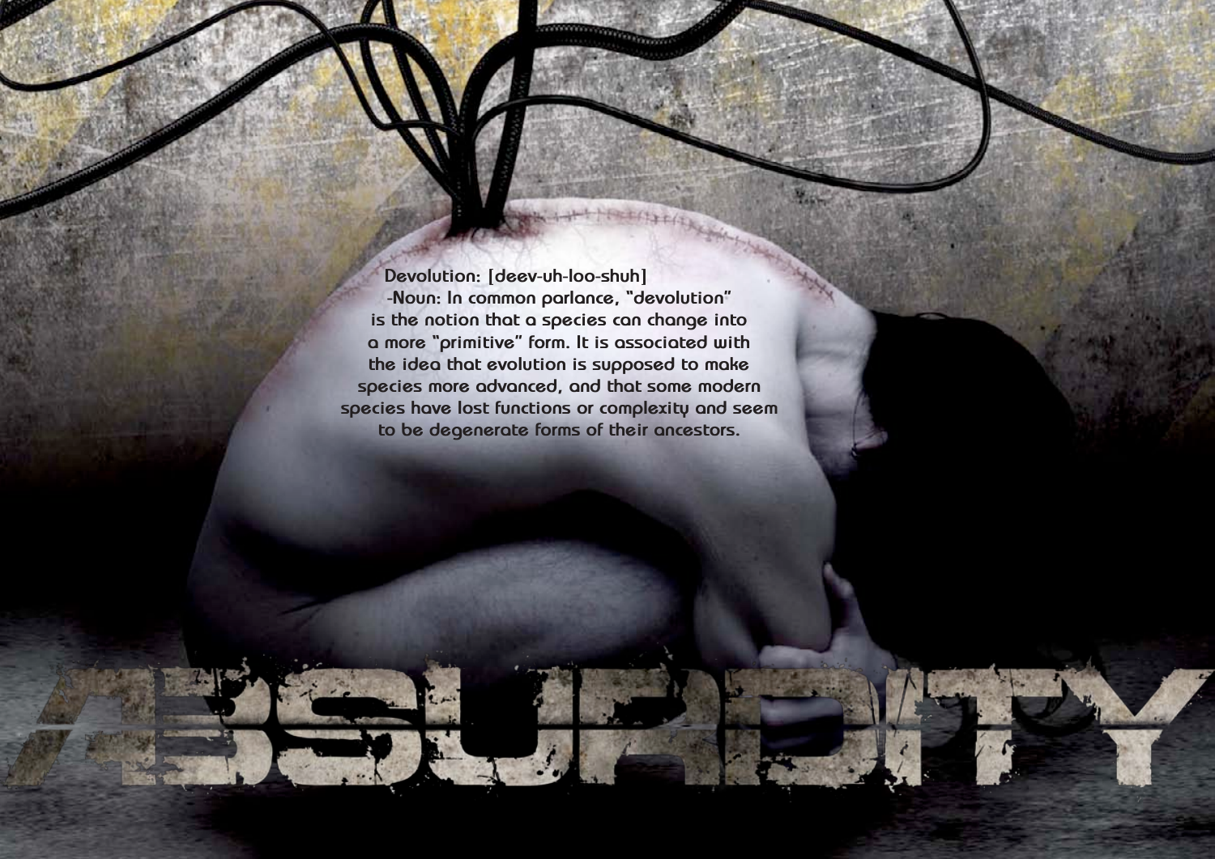Devolution: [deev-uh-loo-shuh]
-Noun: In common parlance, "devolution" is the notion that a species can change into a more "primitive" form. It is associated with the idea that evolution is supposed to make species more advanced, and that some modern species have lost functions or complexity and seem to be degenerate forms of their ancestors.

# ABSURDITY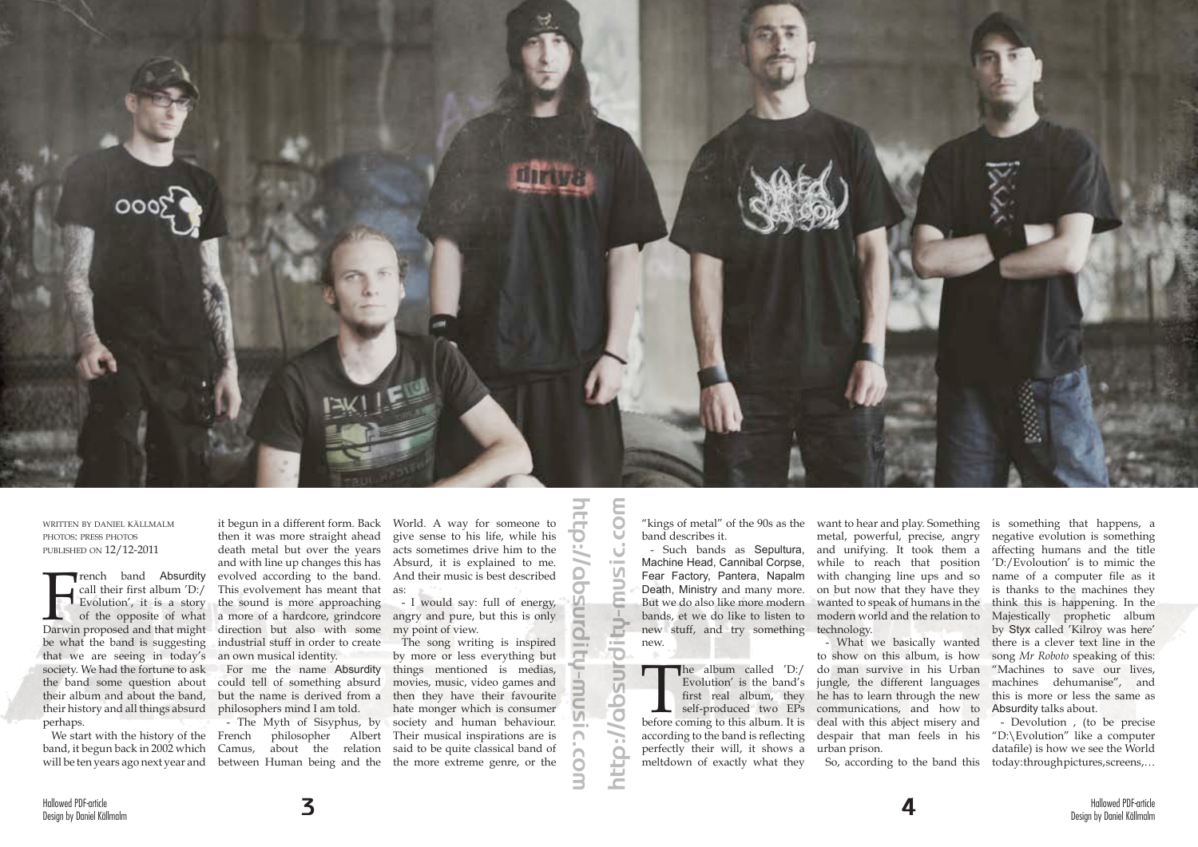WRITTEN BY DANIEL KÄLLMALM
PHOTOS: PRESS PHOTOS
PUBLISHED ON 12/12-2011

French band Absurdity call their first album 'D:/ Evolution', it is a story of the opposite of what Darwin proposed and that might be what the band is suggesting that we are seeing in today's society. We had the fortune to ask the band some question about their album and about the band, their history and all things absurd perhaps.

We start with the history of the band, it begun back in 2002 which will be ten years ago next year and it begun in a different form. Back then it was more straight ahead death metal but over the years and with line up changes this has evolved according to the band. This evolvement has meant that the sound is more approaching a more of a hardcore, grindcore direction but also with some industrial stuff in order to create an own musical identity.

For me the name Absurdity could tell of something absurd but the name is derived from a philosophers mind I am told.

- The Myth of Sisyphus, by French philosopher Albert Camus, about the relation between Human being and the World. A way for someone to give sense to his life, while his acts sometimes drive him to the Absurd, it is explained to me. And their music is best described as:

- I would say: full of energy, angry and pure, but this is only my point of view.

The song writing is inspired by more or less everything but things mentioned is medias, movies, music, video games and then they have their favourite hate monger which is consumer society and human behaviour. Their musical inspirations are is said to be quite classical band of the more extreme genre, or the "kings of metal" of the 90s as the band describes it.

- Such bands as Sepultura, Machine Head, Cannibal Corpse, Fear Factory, Pantera, Napalm Death, Ministry and many more. But we do also like more modern bands, et we do like to listen to new stuff, and try something new.

The album called 'D:/ Evolution' is the band's first real album, they self-produced two EPs before coming to this album. It is according to the band is reflecting perfectly their will, it shows a meltdown of exactly what they want to hear and play. Something metal, powerful, precise, angry and unifying. It took them a while to reach that position with changing line ups and so on but now that they have they wanted to speak of humans in the modern world and the relation to technology.

- What we basically wanted to show on this album, is how do man survive in his Urban jungle, the different languages he has to learn through the new communications, and how to deal with this abject misery and despair that man feels in his urban prison.

So, according to the band this is something that happens, a negative evolution is something affecting humans and the title 'D:/Evoloution' is to mimic the name of a computer file as it is thanks to the machines they think this is happening. In the Majestically prophetic album by Styx called 'Kilroy was here' there is a clever text line in the song *Mr Roboto* speaking of this: "Machines to save our lives, machines dehumanise", and this is more or less the same as Absurdity talks about.

- Devolution , (to be precise "D:\Evolution" like a computer datafile) is how we see the World today:through pictures, screens,…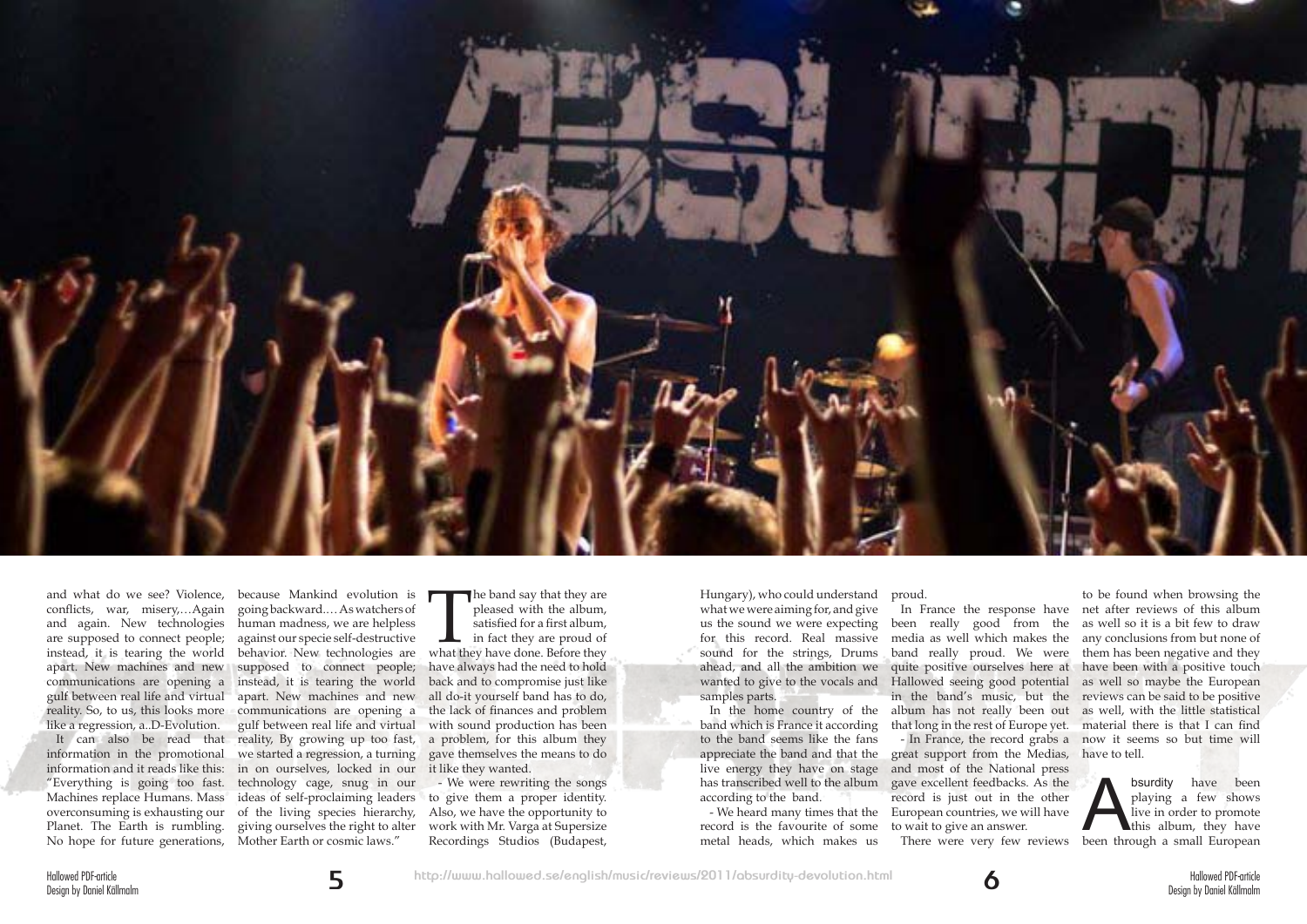and what do we see? Violence, conflicts, war, misery,…Again and again. New technologies are supposed to connect people; instead, it is tearing the world apart. New machines and new communications are opening a gulf between real life and virtual reality. So, to us, this looks more like a regression, a..D-Evolution.

It can also be read that information in the promotional information and it reads like this: "Everything is going too fast. Machines replace Humans. Mass overconsuming is exhausting our Planet. The Earth is rumbling. No hope for future generations, because Mankind evolution is going backward.… As watchers of human madness, we are helpless against our specie self-destructive behavior. New technologies are supposed to connect people; instead, it is tearing the world apart. New machines and new gulf between real life and virtual reality, By growing up too fast, we started a regression, a turning in on ourselves, locked in our technology cage, snug in our ideas of self-proclaiming leaders of the living species hierarchy, giving ourselves the right to alter Mother Earth or cosmic laws."

The band say that they are pleased with the album, satisfied for a first album, in fact they are proud of what they have done. Before they have always had the need to hold back and to compromise just like all do-it yourself band has to do, the lack of finances and problem with sound production has been a problem, for this album they gave themselves the means to do it like they wanted.

- We were rewriting the songs to give them a proper identity. Also, we have the opportunity to work with Mr. Varga at Supersize Recordings Studios (Budapest, Hungary), who could understand what we were aiming for, and give us the sound we were expecting for this record. Real massive sound for the strings, Drums ahead, and all the ambition we wanted to give to the vocals and samples parts.

In the home country of the band which is France it according to the band seems like the fans appreciate the band and that the live energy they have on stage has transcribed well to the album according to the band.

- We heard many times that the record is the favourite of some metal heads, which makes us proud.

In France the response have been really good from the media as well which makes the band really proud. We were quite positive ourselves here at Hallowed seeing good potential in the band's music, but the album has not really been out that long in the rest of Europe yet.

- In France, the record grabs a great support from the Medias, and most of the National press gave excellent feedbacks. As the record is just out in the other European countries, we will have to wait to give an answer.

There were very few reviews to be found when browsing the net after reviews of this album as well so it is a bit few to draw any conclusions from but none of them has been negative and they have been with a positive touch as well so maybe the European reviews can be said to be positive as well, with the little statistical material there is that I can find now it seems so but time will have to tell.

Absurdity have been playing a few shows live in order to promote this album, they have been through a small European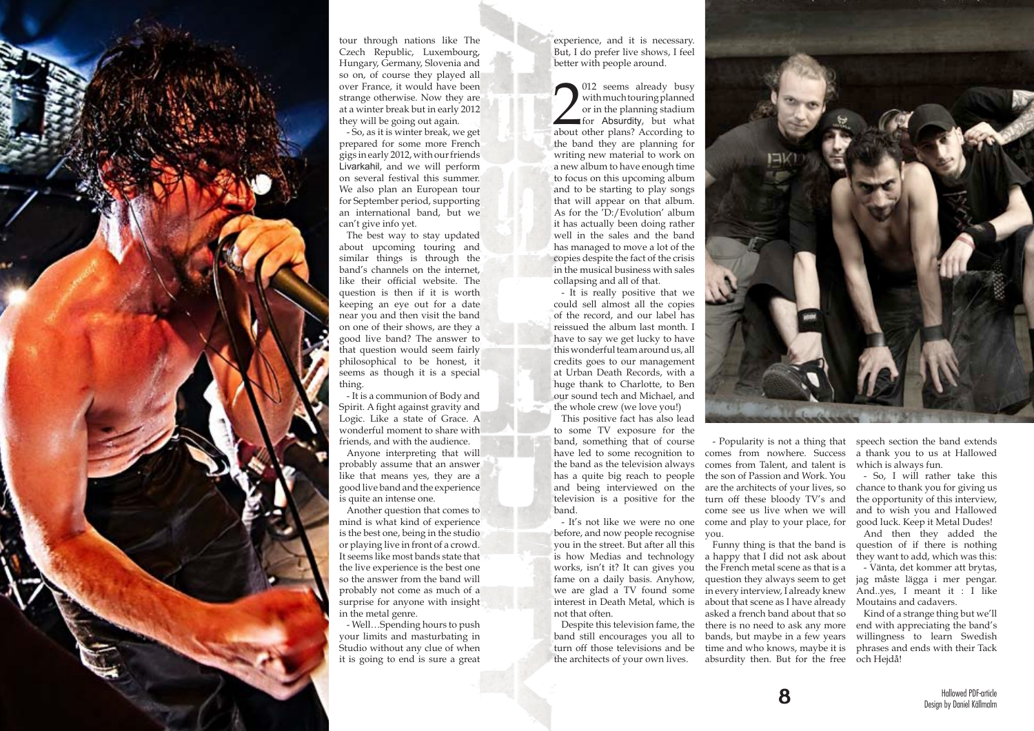tour through nations like The Czech Republic, Luxembourg, Hungary, Germany, Slovenia and so on, of course they played all over France, it would have been strange otherwise. Now they are at a winter break but in early 2012 they will be going out again.

- So, as it is winter break, we get prepared for some more French gigs in early 2012, with our friends Livarkahil, and we will perform on several festival this summer. We also plan an European tour for September period, supporting an international band, but we can't give info yet.

The best way to stay updated about upcoming touring and similar things is through the band's channels on the internet, like their official website. The question is then if it is worth keeping an eye out for a date near you and then visit the band on one of their shows, are they a good live band? The answer to that question would seem fairly philosophical to be honest, it seems as though it is a special thing.

- It is a communion of Body and Spirit. A fight against gravity and Logic. Like a state of Grace. A wonderful moment to share with friends, and with the audience.

Anyone interpreting that will probably assume that an answer like that means yes, they are a good live band and the experience is quite an intense one.

Another question that comes to mind is what kind of experience is the best one, being in the studio or playing live in front of a crowd. It seems like most bands state that the live experience is the best one so the answer from the band will probably not come as much of a surprise for anyone with insight in the metal genre.

- Well…Spending hours to push your limits and masturbating in Studio without any clue of when it is going to end is sure a great experience, and it is necessary. But, I do prefer live shows, I feel better with people around.

2012 seems already busy with much touring planned or in the planning stadium for Absurdity, but what about other plans? According to the band they are planning for writing new material to work on a new album to have enough time to focus on this upcoming album and to be starting to play songs that will appear on that album. As for the 'D:/Evolution' album it has actually been doing rather well in the sales and the band has managed to move a lot of the copies despite the fact of the crisis in the musical business with sales collapsing and all of that.

- It is really positive that we could sell almost all the copies of the record, and our label has reissued the album last month. I have to say we get lucky to have this wonderful team around us, all credits goes to our management at Urban Death Records, with a huge thank to Charlotte, to Ben our sound tech and Michael, and the whole crew (we love you!)

This positive fact has also lead to some TV exposure for the band, something that of course have led to some recognition to the band as the television always has a quite big reach to people and being interviewed on the television is a positive for the band.

- It's not like we were no one before, and now people recognise you in the street. But after all this is how Medias and technology works, isn't it? It can gives you fame on a daily basis. Anyhow, we are glad a TV found some interest in Death Metal, which is not that often.

Despite this television fame, the band still encourages you all to turn off those televisions and be the architects of your own lives.

- Popularity is not a thing that comes from nowhere. Success comes from Talent, and talent is the son of Passion and Work. You are the architects of your lives, so turn off these bloody TV's and come see us live when we will come and play to your place, for you.

Funny thing is that the band is a happy that I did not ask about the French metal scene as that is a question they always seem to get in every interview, I already knew about that scene as I have already asked a french band about that so there is no need to ask any more bands, but maybe in a few years time and who knows, maybe it is absurdity then. But for the free speech section the band extends a thank you to us at Hallowed which is always fun.

- So, I will rather take this chance to thank you for giving us the opportunity of this interview, and to wish you and Hallowed good luck. Keep it Metal Dudes!

And then they added the question of if there is nothing they want to add, which was this:

- Vänta, det kommer att brytas, jag måste lägga i mer pengar. And..yes, I meant it : I like Moutains and cadavers.

Kind of a strange thing but we'll end with appreciating the band's willingness to learn Swedish phrases and ends with their Tack och Hejdå!

Hallowed PDF-article
Design by Daniel Källmalm